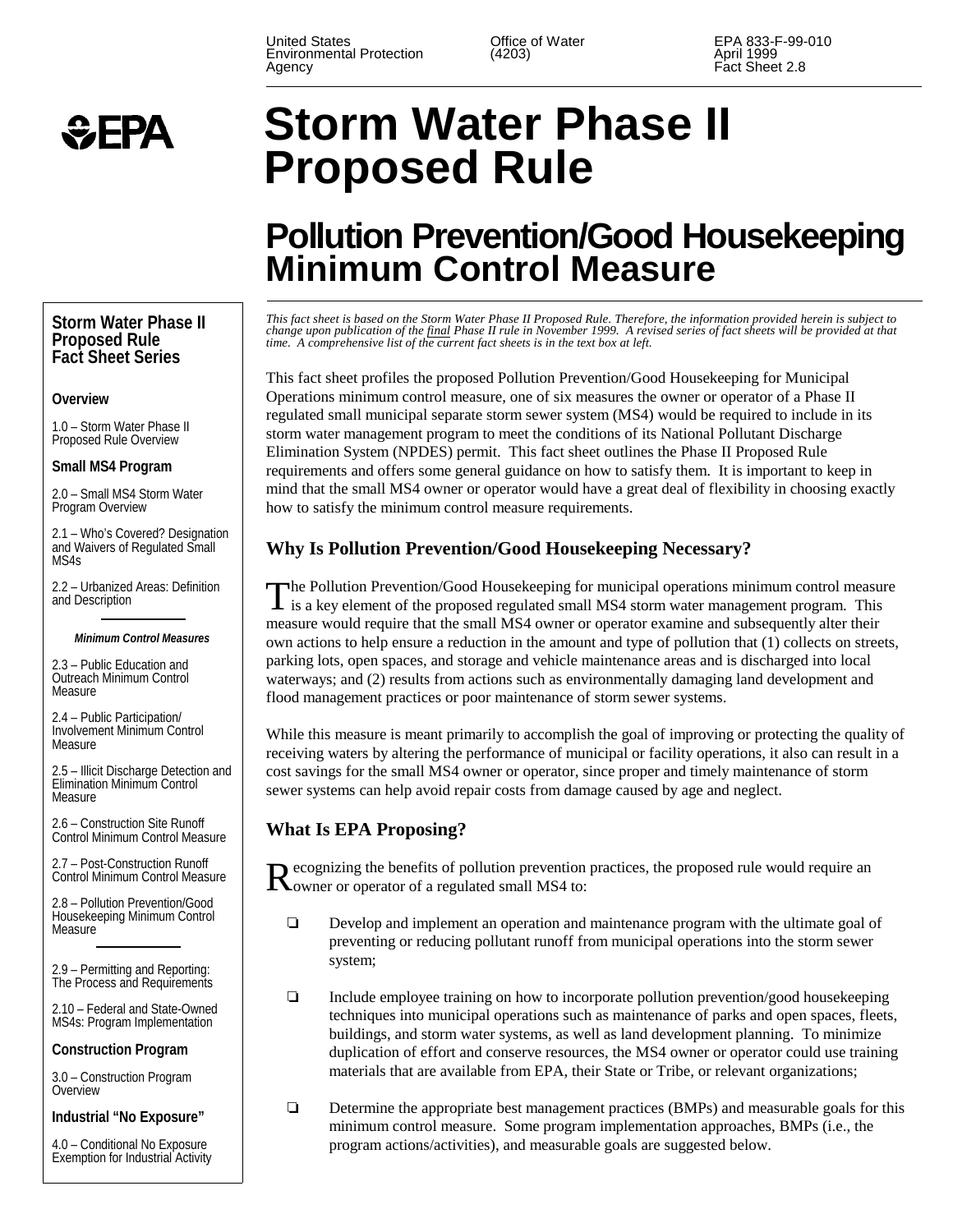United States Environmental Protection Agency

Office of Water (4203)

EPA 833-F-99-010
April 1999
Fact Sheet 2.8

# Storm Water Phase II Proposed Rule

# Pollution Prevention/Good Housekeeping Minimum Control Measure

*This fact sheet is based on the Storm Water Phase II Proposed Rule. Therefore, the information provided herein is subject to change upon publication of the final Phase II rule in November 1999. A revised series of fact sheets will be provided at that time. A comprehensive list of the current fact sheets is in the text box at left.*

This fact sheet profiles the proposed Pollution Prevention/Good Housekeeping for Municipal Operations minimum control measure, one of six measures the owner or operator of a Phase II regulated small municipal separate storm sewer system (MS4) would be required to include in its storm water management program to meet the conditions of its National Pollutant Discharge Elimination System (NPDES) permit. This fact sheet outlines the Phase II Proposed Rule requirements and offers some general guidance on how to satisfy them. It is important to keep in mind that the small MS4 owner or operator would have a great deal of flexibility in choosing exactly how to satisfy the minimum control measure requirements.

## Why Is Pollution Prevention/Good Housekeeping Necessary?

The Pollution Prevention/Good Housekeeping for municipal operations minimum control measure is a key element of the proposed regulated small MS4 storm water management program. This measure would require that the small MS4 owner or operator examine and subsequently alter their own actions to help ensure a reduction in the amount and type of pollution that (1) collects on streets, parking lots, open spaces, and storage and vehicle maintenance areas and is discharged into local waterways; and (2) results from actions such as environmentally damaging land development and flood management practices or poor maintenance of storm sewer systems.

While this measure is meant primarily to accomplish the goal of improving or protecting the quality of receiving waters by altering the performance of municipal or facility operations, it also can result in a cost savings for the small MS4 owner or operator, since proper and timely maintenance of storm sewer systems can help avoid repair costs from damage caused by age and neglect.

## What Is EPA Proposing?

Recognizing the benefits of pollution prevention practices, the proposed rule would require an owner or operator of a regulated small MS4 to:

- Develop and implement an operation and maintenance program with the ultimate goal of preventing or reducing pollutant runoff from municipal operations into the storm sewer system;
- Include employee training on how to incorporate pollution prevention/good housekeeping techniques into municipal operations such as maintenance of parks and open spaces, fleets, buildings, and storm water systems, as well as land development planning. To minimize duplication of effort and conserve resources, the MS4 owner or operator could use training materials that are available from EPA, their State or Tribe, or relevant organizations;
- Determine the appropriate best management practices (BMPs) and measurable goals for this minimum control measure. Some program implementation approaches, BMPs (i.e., the program actions/activities), and measurable goals are suggested below.

**Storm Water Phase II Proposed Rule Fact Sheet Series**

**Overview**

1.0 – Storm Water Phase II Proposed Rule Overview

**Small MS4 Program**

2.0 – Small MS4 Storm Water Program Overview

2.1 – Who's Covered? Designation and Waivers of Regulated Small MS4s

2.2 – Urbanized Areas: Definition and Description

***Minimum Control Measures***

2.3 – Public Education and Outreach Minimum Control Measure

2.4 – Public Participation/ Involvement Minimum Control Measure

2.5 – Illicit Discharge Detection and Elimination Minimum Control Measure

2.6 – Construction Site Runoff Control Minimum Control Measure

2.7 – Post-Construction Runoff Control Minimum Control Measure

2.8 – Pollution Prevention/Good Housekeeping Minimum Control Measure

2.9 – Permitting and Reporting: The Process and Requirements

2.10 – Federal and State-Owned MS4s: Program Implementation

**Construction Program**

3.0 – Construction Program Overview

**Industrial "No Exposure"**

4.0 – Conditional No Exposure Exemption for Industrial Activity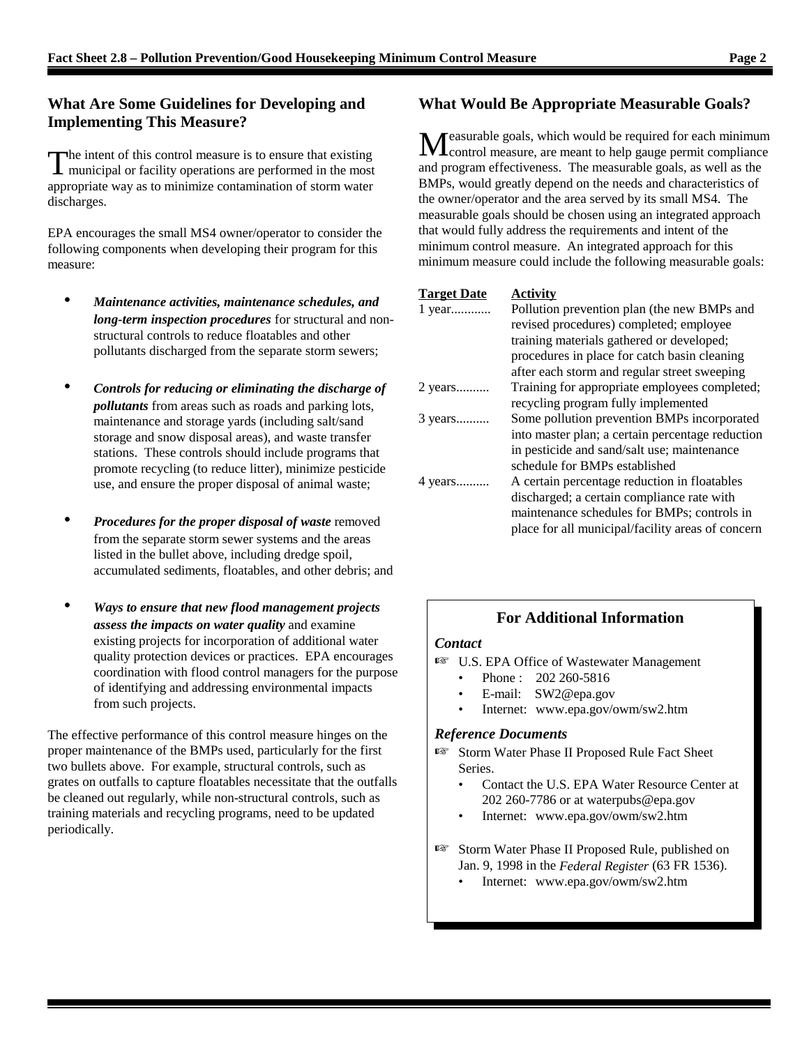## What Are Some Guidelines for Developing and Implementing This Measure?

The intent of this control measure is to ensure that existing municipal or facility operations are performed in the most appropriate way as to minimize contamination of storm water discharges.

EPA encourages the small MS4 owner/operator to consider the following components when developing their program for this measure:

- ***Maintenance activities, maintenance schedules, and long-term inspection procedures*** for structural and non-structural controls to reduce floatables and other pollutants discharged from the separate storm sewers;
- ***Controls for reducing or eliminating the discharge of pollutants*** from areas such as roads and parking lots, maintenance and storage yards (including salt/sand storage and snow disposal areas), and waste transfer stations. These controls should include programs that promote recycling (to reduce litter), minimize pesticide use, and ensure the proper disposal of animal waste;
- ***Procedures for the proper disposal of waste*** removed from the separate storm sewer systems and the areas listed in the bullet above, including dredge spoil, accumulated sediments, floatables, and other debris; and
- ***Ways to ensure that new flood management projects assess the impacts on water quality*** and examine existing projects for incorporation of additional water quality protection devices or practices. EPA encourages coordination with flood control managers for the purpose of identifying and addressing environmental impacts from such projects.

The effective performance of this control measure hinges on the proper maintenance of the BMPs used, particularly for the first two bullets above. For example, structural controls, such as grates on outfalls to capture floatables necessitate that the outfalls be cleaned out regularly, while non-structural controls, such as training materials and recycling programs, need to be updated periodically.

## What Would Be Appropriate Measurable Goals?

Measurable goals, which would be required for each minimum control measure, are meant to help gauge permit compliance and program effectiveness. The measurable goals, as well as the BMPs, would greatly depend on the needs and characteristics of the owner/operator and the area served by its small MS4. The measurable goals should be chosen using an integrated approach that would fully address the requirements and intent of the minimum control measure. An integrated approach for this minimum measure could include the following measurable goals:

| Target Date | Activity |
|---|---|
| 1 year | Pollution prevention plan (the new BMPs and revised procedures) completed; employee training materials gathered or developed; procedures in place for catch basin cleaning after each storm and regular street sweeping |
| 2 years | Training for appropriate employees completed; recycling program fully implemented |
| 3 years | Some pollution prevention BMPs incorporated into master plan; a certain percentage reduction in pesticide and sand/salt use; maintenance schedule for BMPs established |
| 4 years | A certain percentage reduction in floatables discharged; a certain compliance rate with maintenance schedules for BMPs; controls in place for all municipal/facility areas of concern |

### For Additional Information

***Contact***

☞ U.S. EPA Office of Wastewater Management
- Phone : 202 260-5816
- E-mail: SW2@epa.gov
- Internet: www.epa.gov/owm/sw2.htm

***Reference Documents***

☞ Storm Water Phase II Proposed Rule Fact Sheet Series.
- Contact the U.S. EPA Water Resource Center at 202 260-7786 or at waterpubs@epa.gov
- Internet: www.epa.gov/owm/sw2.htm

☞ Storm Water Phase II Proposed Rule, published on Jan. 9, 1998 in the *Federal Register* (63 FR 1536).
- Internet: www.epa.gov/owm/sw2.htm